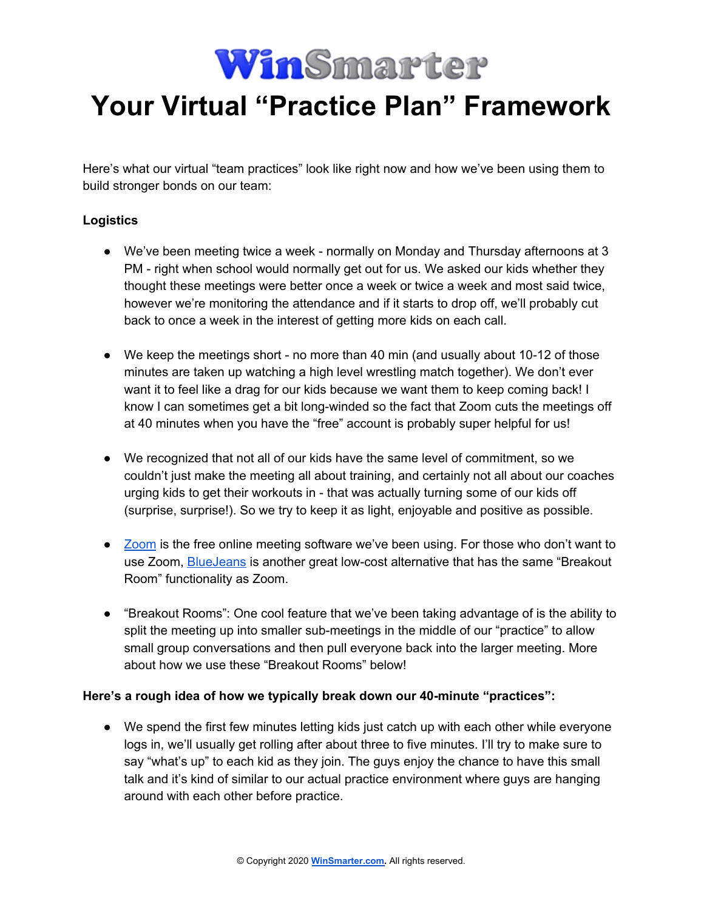# WinSmarter

# Your Virtual "Practice Plan" Framework

Here's what our virtual "team practices" look like right now and how we've been using them to build stronger bonds on our team:

**Logistics**

- We've been meeting twice a week - normally on Monday and Thursday afternoons at 3 PM - right when school would normally get out for us. We asked our kids whether they thought these meetings were better once a week or twice a week and most said twice, however we're monitoring the attendance and if it starts to drop off, we'll probably cut back to once a week in the interest of getting more kids on each call.

- We keep the meetings short - no more than 40 min (and usually about 10-12 of those minutes are taken up watching a high level wrestling match together). We don't ever want it to feel like a drag for our kids because we want them to keep coming back! I know I can sometimes get a bit long-winded so the fact that Zoom cuts the meetings off at 40 minutes when you have the "free" account is probably super helpful for us!

- We recognized that not all of our kids have the same level of commitment, so we couldn't just make the meeting all about training, and certainly not all about our coaches urging kids to get their workouts in - that was actually turning some of our kids off (surprise, surprise!). So we try to keep it as light, enjoyable and positive as possible.

- [Zoom] is the free online meeting software we've been using. For those who don't want to use Zoom, [BlueJeans] is another great low-cost alternative that has the same "Breakout Room" functionality as Zoom.

- "Breakout Rooms": One cool feature that we've been taking advantage of is the ability to split the meeting up into smaller sub-meetings in the middle of our "practice" to allow small group conversations and then pull everyone back into the larger meeting. More about how we use these "Breakout Rooms" below!

**Here's a rough idea of how we typically break down our 40-minute "practices":**

- We spend the first few minutes letting kids just catch up with each other while everyone logs in, we'll usually get rolling after about three to five minutes. I'll try to make sure to say "what's up" to each kid as they join. The guys enjoy the chance to have this small talk and it's kind of similar to our actual practice environment where guys are hanging around with each other before practice.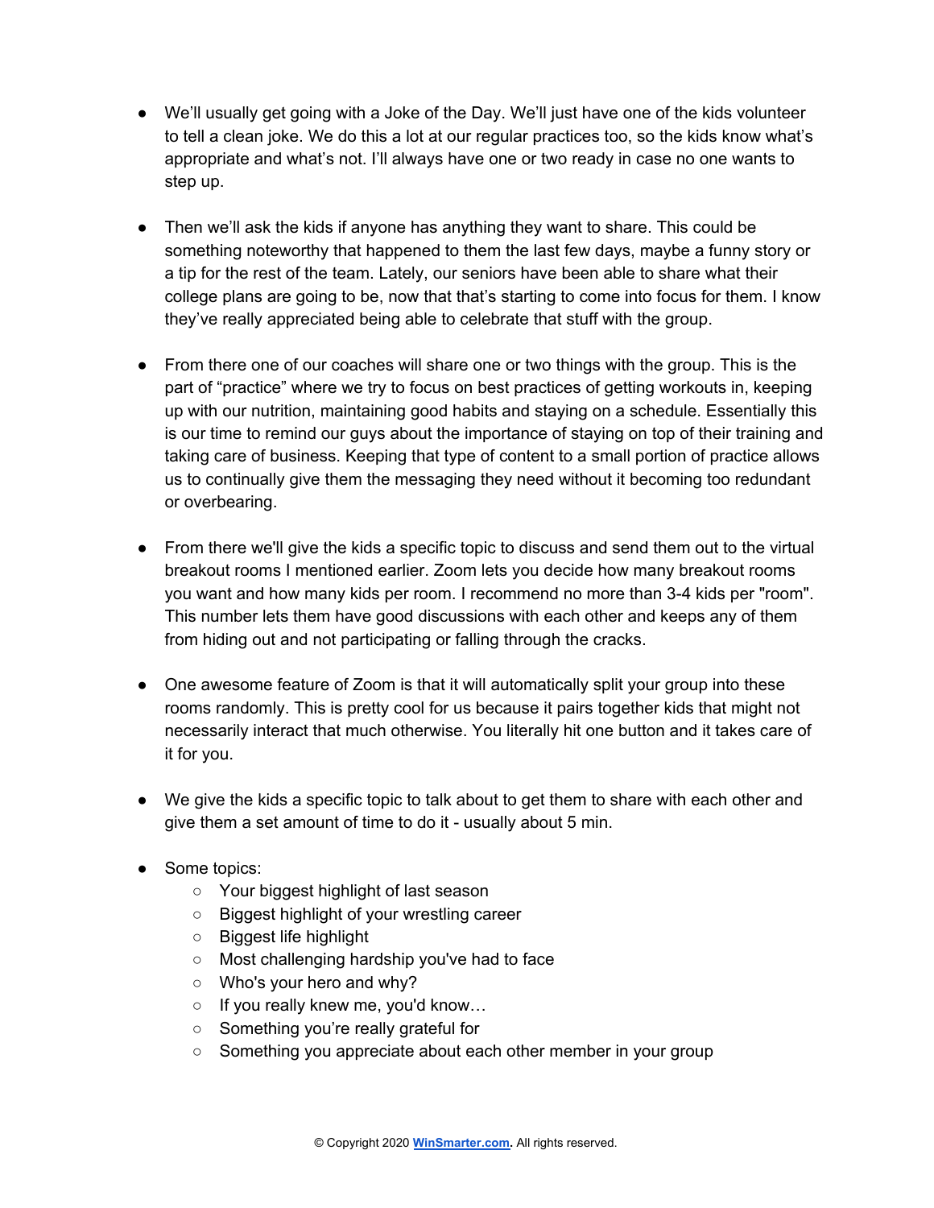- We'll usually get going with a Joke of the Day. We'll just have one of the kids volunteer to tell a clean joke. We do this a lot at our regular practices too, so the kids know what's appropriate and what's not. I'll always have one or two ready in case no one wants to step up.

- Then we'll ask the kids if anyone has anything they want to share. This could be something noteworthy that happened to them the last few days, maybe a funny story or a tip for the rest of the team. Lately, our seniors have been able to share what their college plans are going to be, now that that's starting to come into focus for them. I know they've really appreciated being able to celebrate that stuff with the group.

- From there one of our coaches will share one or two things with the group. This is the part of "practice" where we try to focus on best practices of getting workouts in, keeping up with our nutrition, maintaining good habits and staying on a schedule. Essentially this is our time to remind our guys about the importance of staying on top of their training and taking care of business. Keeping that type of content to a small portion of practice allows us to continually give them the messaging they need without it becoming too redundant or overbearing.

- From there we'll give the kids a specific topic to discuss and send them out to the virtual breakout rooms I mentioned earlier. Zoom lets you decide how many breakout rooms you want and how many kids per room. I recommend no more than 3-4 kids per "room". This number lets them have good discussions with each other and keeps any of them from hiding out and not participating or falling through the cracks.

- One awesome feature of Zoom is that it will automatically split your group into these rooms randomly. This is pretty cool for us because it pairs together kids that might not necessarily interact that much otherwise. You literally hit one button and it takes care of it for you.

- We give the kids a specific topic to talk about to get them to share with each other and give them a set amount of time to do it - usually about 5 min.

- Some topics:
  - Your biggest highlight of last season
  - Biggest highlight of your wrestling career
  - Biggest life highlight
  - Most challenging hardship you've had to face
  - Who's your hero and why?
  - If you really knew me, you'd know…
  - Something you're really grateful for
  - Something you appreciate about each other member in your group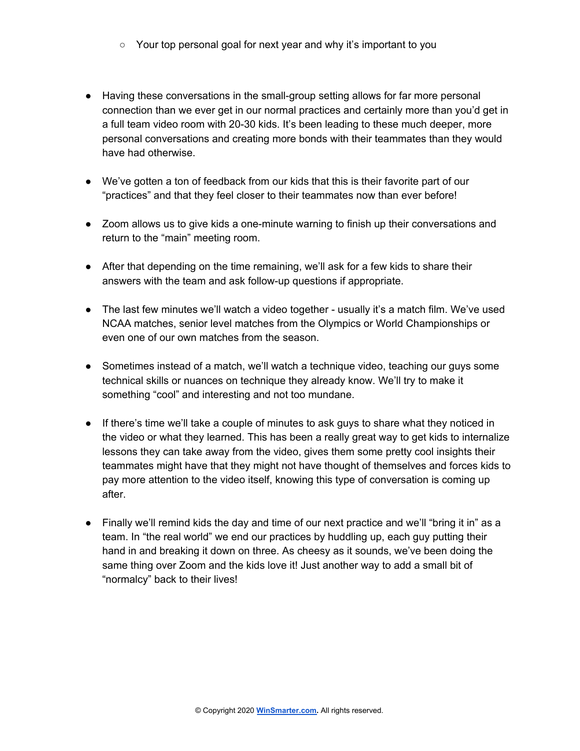- Your top personal goal for next year and why it's important to you

- Having these conversations in the small-group setting allows for far more personal connection than we ever get in our normal practices and certainly more than you'd get in a full team video room with 20-30 kids. It's been leading to these much deeper, more personal conversations and creating more bonds with their teammates than they would have had otherwise.

- We've gotten a ton of feedback from our kids that this is their favorite part of our "practices" and that they feel closer to their teammates now than ever before!

- Zoom allows us to give kids a one-minute warning to finish up their conversations and return to the "main" meeting room.

- After that depending on the time remaining, we'll ask for a few kids to share their answers with the team and ask follow-up questions if appropriate.

- The last few minutes we'll watch a video together - usually it's a match film. We've used NCAA matches, senior level matches from the Olympics or World Championships or even one of our own matches from the season.

- Sometimes instead of a match, we'll watch a technique video, teaching our guys some technical skills or nuances on technique they already know. We'll try to make it something "cool" and interesting and not too mundane.

- If there's time we'll take a couple of minutes to ask guys to share what they noticed in the video or what they learned. This has been a really great way to get kids to internalize lessons they can take away from the video, gives them some pretty cool insights their teammates might have that they might not have thought of themselves and forces kids to pay more attention to the video itself, knowing this type of conversation is coming up after.

- Finally we'll remind kids the day and time of our next practice and we'll "bring it in" as a team. In "the real world" we end our practices by huddling up, each guy putting their hand in and breaking it down on three. As cheesy as it sounds, we've been doing the same thing over Zoom and the kids love it! Just another way to add a small bit of "normalcy" back to their lives!

© Copyright 2020 [WinSmarter.com](https://WinSmarter.com). All rights reserved.